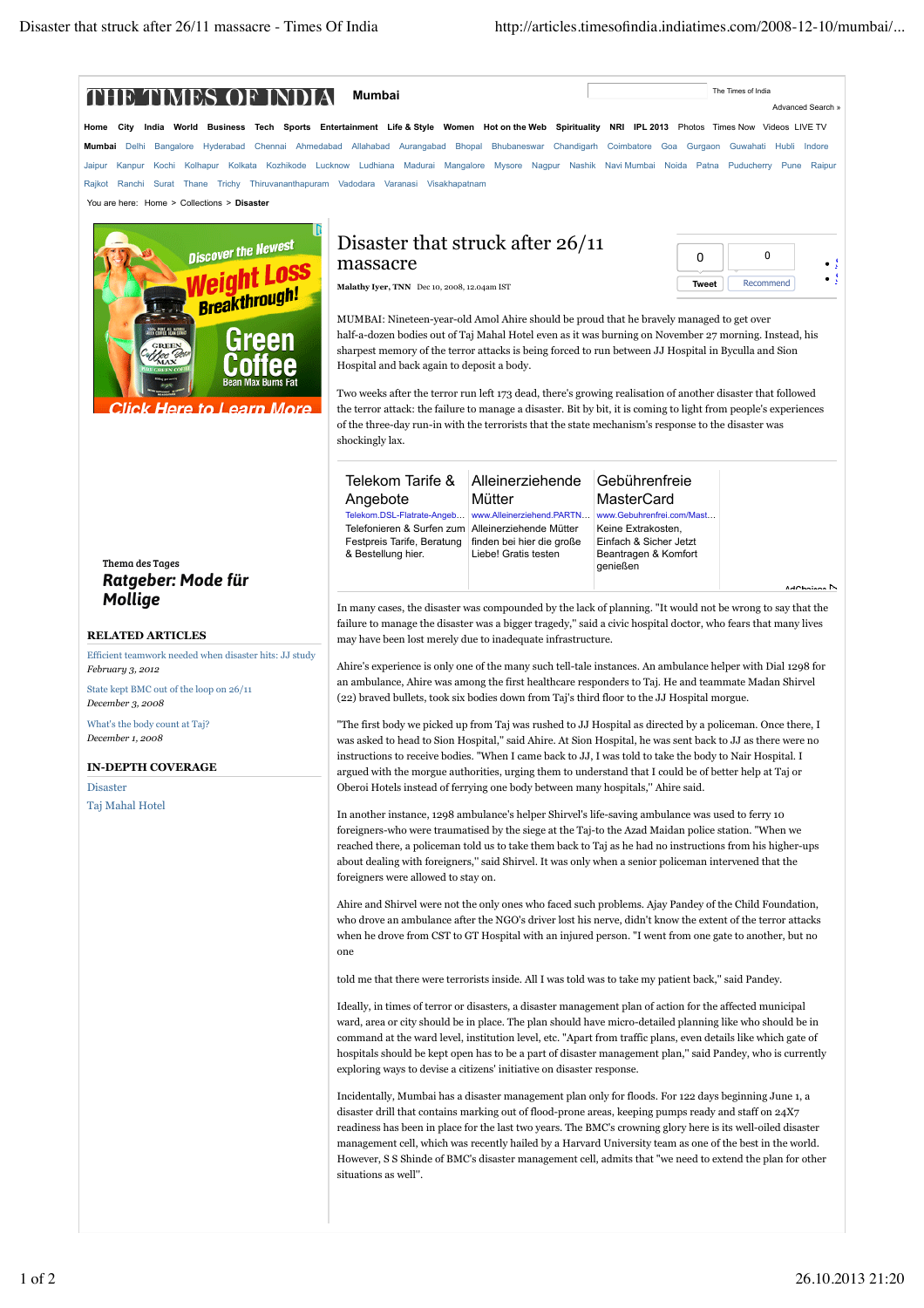# Disaster that struck after 26/11 massacre

Malathy Iyer, TNN Dec 10, 2008, 12.04am IST

MUMBAI: Nineteen-year-old Amol Ahire should be proud that he bravely managed to get over half-a-dozen bodies out of Taj Mahal Hotel even as it was burning on November 27 morning. Instead, his sharpest memory of the terror attacks is being forced to run between JJ Hospital in Byculla and Sion Hospital and back again to deposit a body.

Two weeks after the terror run left 173 dead, there's growing realisation of another disaster that followed the terror attack: the failure to manage a disaster. Bit by bit, it is coming to light from people's experiences of the three-day run-in with the terrorists that the state mechanism's response to the disaster was shockingly lax.

In many cases, the disaster was compounded by the lack of planning. "It would not be wrong to say that the failure to manage the disaster was a bigger tragedy," said a civic hospital doctor, who fears that many lives may have been lost merely due to inadequate infrastructure.

Ahire's experience is only one of the many such tell-tale instances. An ambulance helper with Dial 1298 for an ambulance, Ahire was among the first healthcare responders to Taj. He and teammate Madan Shirvel (22) braved bullets, took six bodies down from Taj's third floor to the JJ Hospital morgue.

"The first body we picked up from Taj was rushed to JJ Hospital as directed by a policeman. Once there, I was asked to head to Sion Hospital," said Ahire. At Sion Hospital, he was sent back to JJ as there were no instructions to receive bodies. "When I came back to JJ, I was told to take the body to Nair Hospital. I argued with the morgue authorities, urging them to understand that I could be of better help at Taj or Oberoi Hotels instead of ferrying one body between many hospitals," Ahire said.

In another instance, 1298 ambulance's helper Shirvel's life-saving ambulance was used to ferry 10 foreigners-who were traumatised by the siege at the Taj-to the Azad Maidan police station. "When we reached there, a policeman told us to take them back to Taj as he had no instructions from his higher-ups about dealing with foreigners," said Shirvel. It was only when a senior policeman intervened that the foreigners were allowed to stay on.

Ahire and Shirvel were not the only ones who faced such problems. Ajay Pandey of the Child Foundation, who drove an ambulance after the NGO's driver lost his nerve, didn't know the extent of the terror attacks when he drove from CST to GT Hospital with an injured person. "I went from one gate to another, but no one told me that there were terrorists inside. All I was told was to take my patient back," said Pandey.

Ideally, in times of terror or disasters, a disaster management plan of action for the affected municipal ward, area or city should be in place. The plan should have micro-detailed planning like who should be in command at the ward level, institution level, etc. "Apart from traffic plans, even details like which gate of hospitals should be kept open has to be a part of disaster management plan," said Pandey, who is currently exploring ways to devise a citizens' initiative on disaster response.

Incidentally, Mumbai has a disaster management plan only for floods. For 122 days beginning June 1, a disaster drill that contains marking out of flood-prone areas, keeping pumps ready and staff on 24X7 readiness has been in place for the last two years. The BMC's crowning glory here is its well-oiled disaster management cell, which was recently hailed by a Harvard University team as one of the best in the world. However, S S Shinde of BMC's disaster management cell, admits that "we need to extend the plan for other situations as well".

## RELATED ARTICLES

- Efficient teamwork needed when disaster hits: JJ study — *February 3, 2012*
- State kept BMC out of the loop on 26/11 — *December 3, 2008*
- What's the body count at Taj? — *December 1, 2008*

## IN-DEPTH COVERAGE

- Disaster
- Taj Mahal Hotel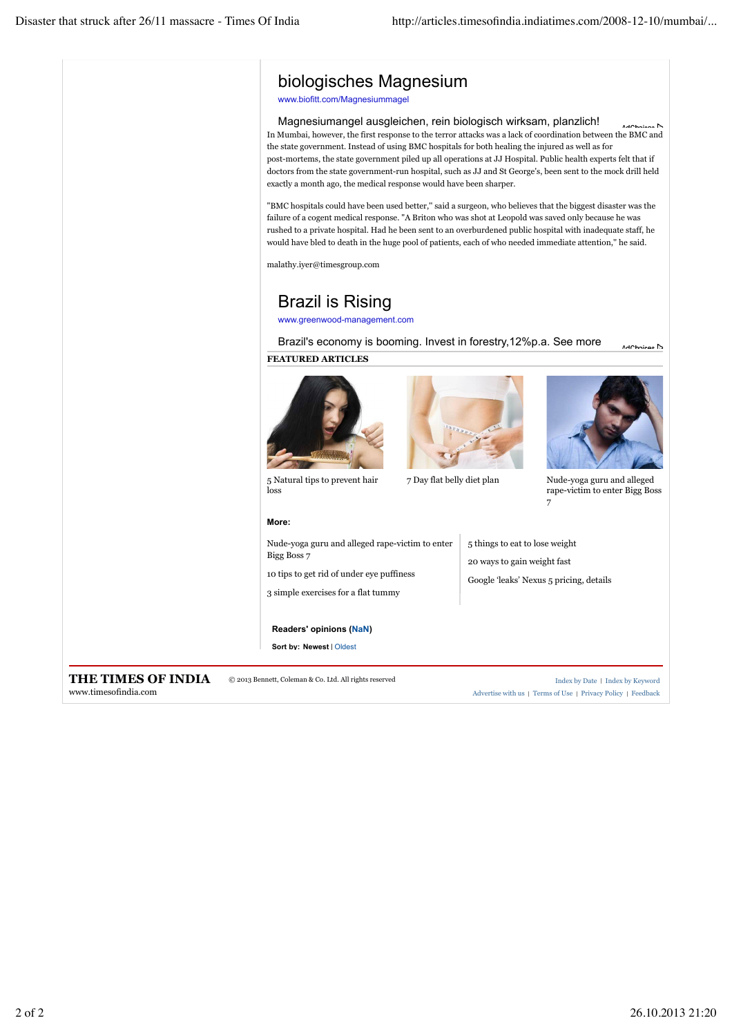## biologisches Magnesium

www.biofitt.com/Magnesiummagel

Magnesiumangel ausgleichen, rein biologisch wirksam, planzlich!

AdChoices

In Mumbai, however, the first response to the terror attacks was a lack of coordination between the BMC and the state government. Instead of using BMC hospitals for both healing the injured as well as for post-mortems, the state government piled up all operations at JJ Hospital. Public health experts felt that if doctors from the state government-run hospital, such as JJ and St George's, been sent to the mock drill held exactly a month ago, the medical response would have been sharper.

"BMC hospitals could have been used better," said a surgeon, who believes that the biggest disaster was the failure of a cogent medical response. "A Briton who was shot at Leopold was saved only because he was rushed to a private hospital. Had he been sent to an overburdened public hospital with inadequate staff, he would have bled to death in the huge pool of patients, each of who needed immediate attention," he said.

malathy.iyer@timesgroup.com

## Brazil is Rising

www.greenwood-management.com

Brazil's economy is booming. Invest in forestry,12%p.a. See more

AdChoices

**FEATURED ARTICLES**

5 Natural tips to prevent hair loss

7 Day flat belly diet plan

Nude-yoga guru and alleged rape-victim to enter Bigg Boss 7

**More:**

Nude-yoga guru and alleged rape-victim to enter Bigg Boss 7

10 tips to get rid of under eye puffiness

3 simple exercises for a flat tummy

5 things to eat to lose weight

20 ways to gain weight fast

Google 'leaks' Nexus 5 pricing, details

**Readers' opinions (NaN)**

**Sort by: Newest** | Oldest

**THE TIMES OF INDIA**
www.timesofindia.com

© 2013 Bennett, Coleman & Co. Ltd. All rights reserved

Index by Date | Index by Keyword

Advertise with us | Terms of Use | Privacy Policy | Feedback